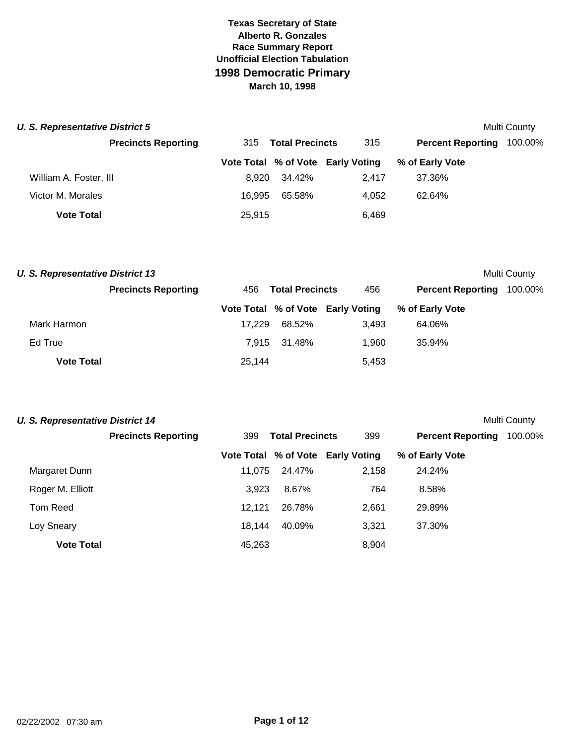**Texas Secretary of State**
**Alberto R. Gonzales**
**Race Summary Report**
**Unofficial Election Tabulation**

# 1998 Democratic Primary

**March 10, 1998**

### *U. S. Representative District 5*

Multi County

**Precincts Reporting** 315 **Total Precincts** 315 **Percent Reporting** 100.00%

| | Vote Total | % of Vote | Early Voting | % of Early Vote |
|---|---|---|---|---|
| William A. Foster, III | 8,920 | 34.42% | 2,417 | 37.36% |
| Victor M. Morales | 16,995 | 65.58% | 4,052 | 62.64% |
| **Vote Total** | 25,915 | | 6,469 | |

### *U. S. Representative District 13*

Multi County

**Precincts Reporting** 456 **Total Precincts** 456 **Percent Reporting** 100.00%

| | Vote Total | % of Vote | Early Voting | % of Early Vote |
|---|---|---|---|---|
| Mark Harmon | 17,229 | 68.52% | 3,493 | 64.06% |
| Ed True | 7,915 | 31.48% | 1,960 | 35.94% |
| **Vote Total** | 25,144 | | 5,453 | |

### *U. S. Representative District 14*

Multi County

**Precincts Reporting** 399 **Total Precincts** 399 **Percent Reporting** 100.00%

| | Vote Total | % of Vote | Early Voting | % of Early Vote |
|---|---|---|---|---|
| Margaret Dunn | 11,075 | 24.47% | 2,158 | 24.24% |
| Roger M. Elliott | 3,923 | 8.67% | 764 | 8.58% |
| Tom Reed | 12,121 | 26.78% | 2,661 | 29.89% |
| Loy Sneary | 18,144 | 40.09% | 3,321 | 37.30% |
| **Vote Total** | 45,263 | | 8,904 | |

02/22/2002 07:30 am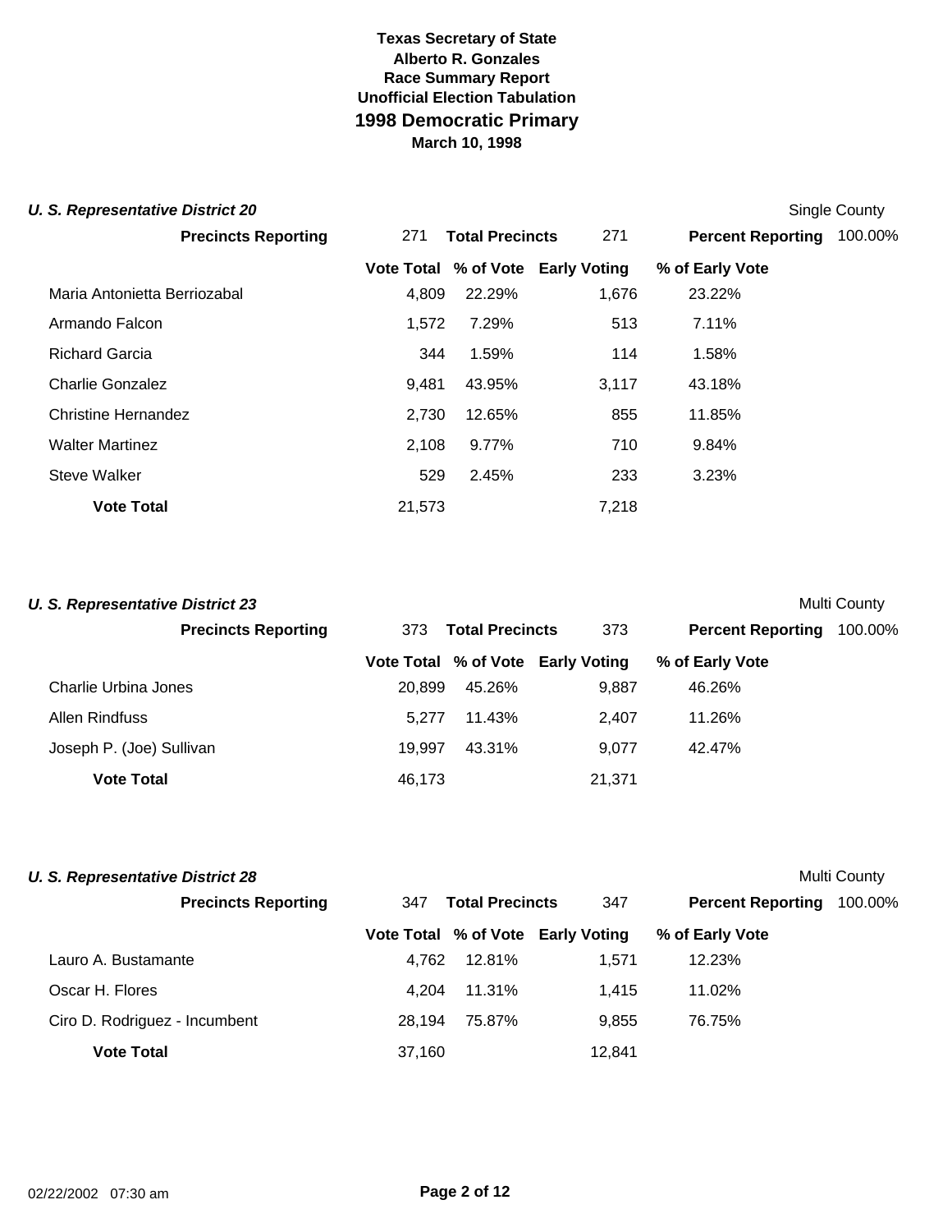**Texas Secretary of State**
**Alberto R. Gonzales**
**Race Summary Report**
**Unofficial Election Tabulation**

# 1998 Democratic Primary

**March 10, 1998**

### *U. S. Representative District 20*

Single County

**Precincts Reporting** 271 **Total Precincts** 271 **Percent Reporting** 100.00%

| | Vote Total | % of Vote | Early Voting | % of Early Vote |
|---|---|---|---|---|
| Maria Antonietta Berriozabal | 4,809 | 22.29% | 1,676 | 23.22% |
| Armando Falcon | 1,572 | 7.29% | 513 | 7.11% |
| Richard Garcia | 344 | 1.59% | 114 | 1.58% |
| Charlie Gonzalez | 9,481 | 43.95% | 3,117 | 43.18% |
| Christine Hernandez | 2,730 | 12.65% | 855 | 11.85% |
| Walter Martinez | 2,108 | 9.77% | 710 | 9.84% |
| Steve Walker | 529 | 2.45% | 233 | 3.23% |
| **Vote Total** | 21,573 | | 7,218 | |

### *U. S. Representative District 23*

Multi County

**Precincts Reporting** 373 **Total Precincts** 373 **Percent Reporting** 100.00%

| | Vote Total | % of Vote | Early Voting | % of Early Vote |
|---|---|---|---|---|
| Charlie Urbina Jones | 20,899 | 45.26% | 9,887 | 46.26% |
| Allen Rindfuss | 5,277 | 11.43% | 2,407 | 11.26% |
| Joseph P. (Joe) Sullivan | 19,997 | 43.31% | 9,077 | 42.47% |
| **Vote Total** | 46,173 | | 21,371 | |

### *U. S. Representative District 28*

Multi County

**Precincts Reporting** 347 **Total Precincts** 347 **Percent Reporting** 100.00%

| | Vote Total | % of Vote | Early Voting | % of Early Vote |
|---|---|---|---|---|
| Lauro A. Bustamante | 4,762 | 12.81% | 1,571 | 12.23% |
| Oscar H. Flores | 4,204 | 11.31% | 1,415 | 11.02% |
| Ciro D. Rodriguez - Incumbent | 28,194 | 75.87% | 9,855 | 76.75% |
| **Vote Total** | 37,160 | | 12,841 | |

02/22/2002 07:30 am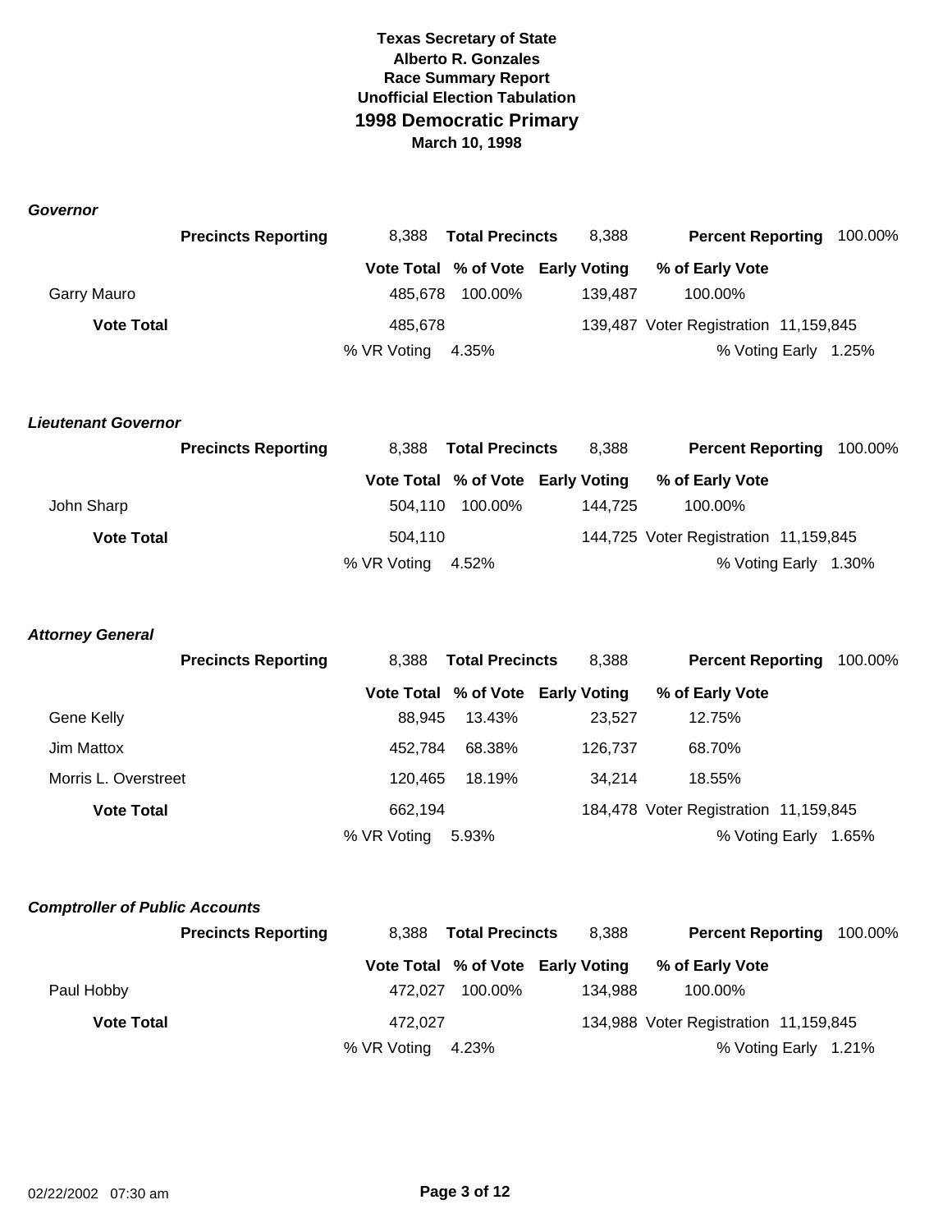**Texas Secretary of State**
**Alberto R. Gonzales**
**Race Summary Report**
**Unofficial Election Tabulation**

# 1998 Democratic Primary

**March 10, 1998**

### *Governor*

| | | | | |
|---|---|---|---|---|
| **Precincts Reporting** | 8,388 | **Total Precincts** 8,388 | **Percent Reporting** | 100.00% |

| | Vote Total | % of Vote | Early Voting | % of Early Vote |
|---|---|---|---|---|
| Garry Mauro | 485,678 | 100.00% | 139,487 | 100.00% |
| **Vote Total** | 485,678 | | 139,487 | Voter Registration 11,159,845 |
| | % VR Voting | 4.35% | | % Voting Early 1.25% |

### *Lieutenant Governor*

| | | | | |
|---|---|---|---|---|
| **Precincts Reporting** | 8,388 | **Total Precincts** 8,388 | **Percent Reporting** | 100.00% |

| | Vote Total | % of Vote | Early Voting | % of Early Vote |
|---|---|---|---|---|
| John Sharp | 504,110 | 100.00% | 144,725 | 100.00% |
| **Vote Total** | 504,110 | | 144,725 | Voter Registration 11,159,845 |
| | % VR Voting | 4.52% | | % Voting Early 1.30% |

### *Attorney General*

| | | | | |
|---|---|---|---|---|
| **Precincts Reporting** | 8,388 | **Total Precincts** 8,388 | **Percent Reporting** | 100.00% |

| | Vote Total | % of Vote | Early Voting | % of Early Vote |
|---|---|---|---|---|
| Gene Kelly | 88,945 | 13.43% | 23,527 | 12.75% |
| Jim Mattox | 452,784 | 68.38% | 126,737 | 68.70% |
| Morris L. Overstreet | 120,465 | 18.19% | 34,214 | 18.55% |
| **Vote Total** | 662,194 | | 184,478 | Voter Registration 11,159,845 |
| | % VR Voting | 5.93% | | % Voting Early 1.65% |

### *Comptroller of Public Accounts*

| | | | | |
|---|---|---|---|---|
| **Precincts Reporting** | 8,388 | **Total Precincts** 8,388 | **Percent Reporting** | 100.00% |

| | Vote Total | % of Vote | Early Voting | % of Early Vote |
|---|---|---|---|---|
| Paul Hobby | 472,027 | 100.00% | 134,988 | 100.00% |
| **Vote Total** | 472,027 | | 134,988 | Voter Registration 11,159,845 |
| | % VR Voting | 4.23% | | % Voting Early 1.21% |

02/22/2002 07:30 am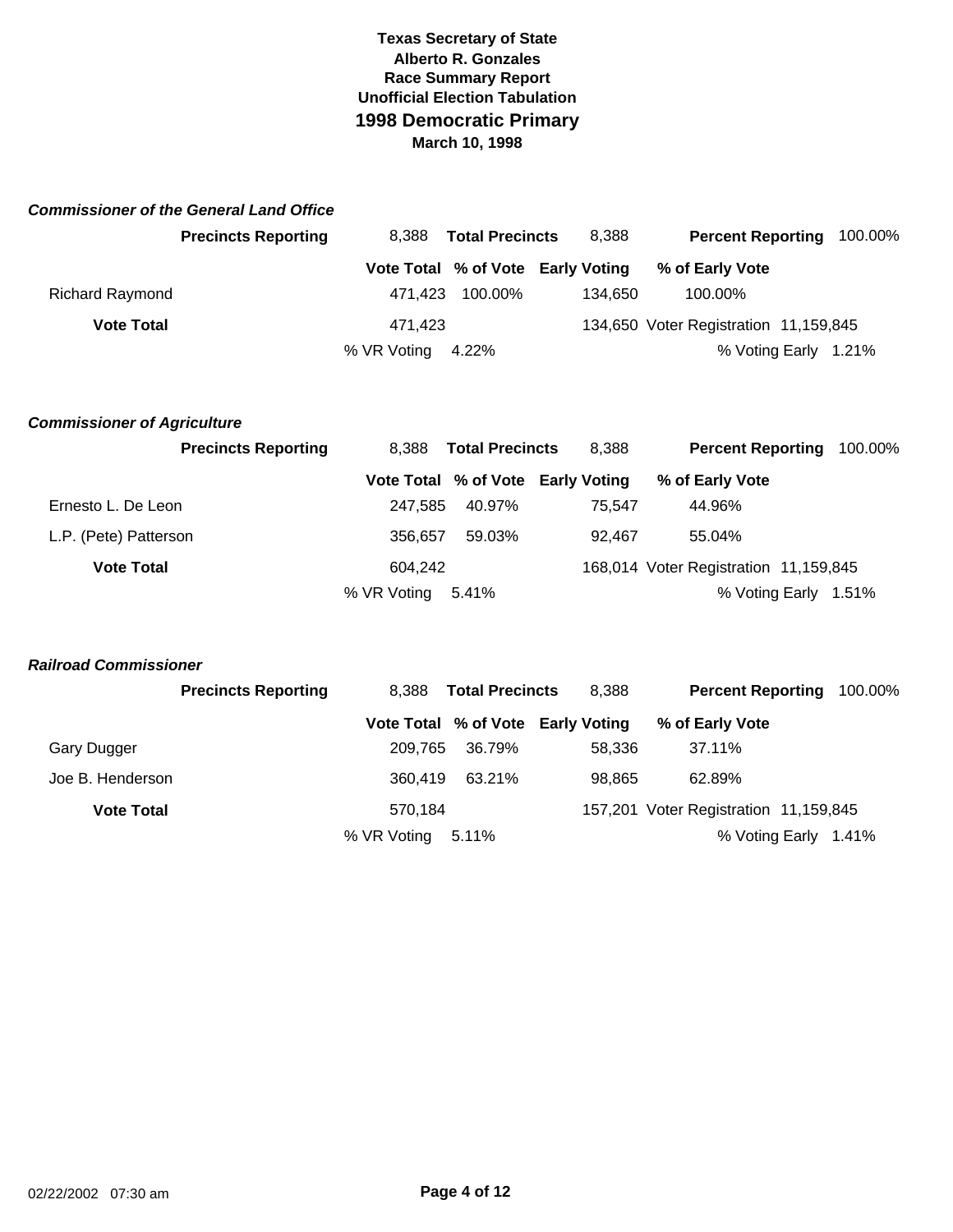**Texas Secretary of State**
**Alberto R. Gonzales**
**Race Summary Report**
**Unofficial Election Tabulation**

# 1998 Democratic Primary

**March 10, 1998**

### *Commissioner of the General Land Office*

**Precincts Reporting** 8,388 **Total Precincts** 8,388 **Percent Reporting** 100.00%

| | Vote Total | % of Vote | Early Voting | % of Early Vote |
|---|---|---|---|---|
| Richard Raymond | 471,423 | 100.00% | 134,650 | 100.00% |
| **Vote Total** | 471,423 | | 134,650 | Voter Registration 11,159,845 |
| | % VR Voting 4.22% | | | % Voting Early 1.21% |

### *Commissioner of Agriculture*

**Precincts Reporting** 8,388 **Total Precincts** 8,388 **Percent Reporting** 100.00%

| | Vote Total | % of Vote | Early Voting | % of Early Vote |
|---|---|---|---|---|
| Ernesto L. De Leon | 247,585 | 40.97% | 75,547 | 44.96% |
| L.P. (Pete) Patterson | 356,657 | 59.03% | 92,467 | 55.04% |
| **Vote Total** | 604,242 | | 168,014 | Voter Registration 11,159,845 |
| | % VR Voting 5.41% | | | % Voting Early 1.51% |

### *Railroad Commissioner*

**Precincts Reporting** 8,388 **Total Precincts** 8,388 **Percent Reporting** 100.00%

| | Vote Total | % of Vote | Early Voting | % of Early Vote |
|---|---|---|---|---|
| Gary Dugger | 209,765 | 36.79% | 58,336 | 37.11% |
| Joe B. Henderson | 360,419 | 63.21% | 98,865 | 62.89% |
| **Vote Total** | 570,184 | | 157,201 | Voter Registration 11,159,845 |
| | % VR Voting 5.11% | | | % Voting Early 1.41% |

02/22/2002 07:30 am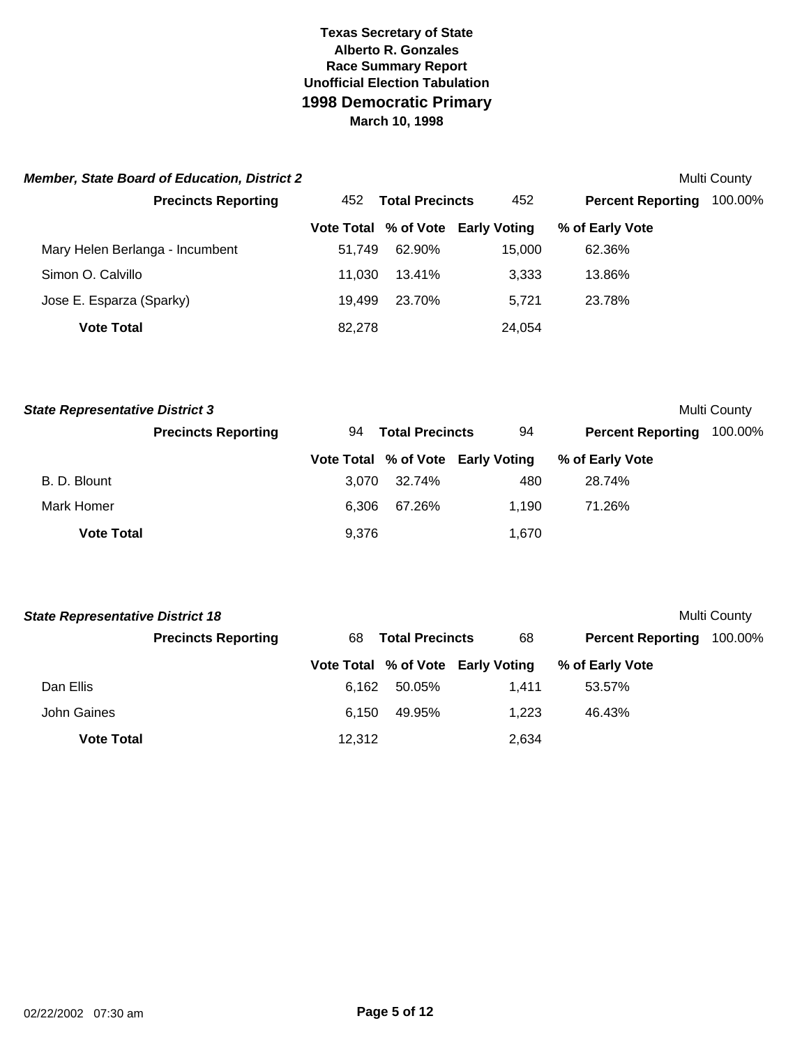**Texas Secretary of State**
**Alberto R. Gonzales**
**Race Summary Report**
**Unofficial Election Tabulation**

# 1998 Democratic Primary

**March 10, 1998**

### *Member, State Board of Education, District 2*

Multi County

| **Precincts Reporting** | 452 | **Total Precincts** | 452 | **Percent Reporting** | 100.00% |
|---|---|---|---|---|---|

| | Vote Total | % of Vote | Early Voting | % of Early Vote |
|---|---|---|---|---|
| Mary Helen Berlanga - Incumbent | 51,749 | 62.90% | 15,000 | 62.36% |
| Simon O. Calvillo | 11,030 | 13.41% | 3,333 | 13.86% |
| Jose E. Esparza (Sparky) | 19,499 | 23.70% | 5,721 | 23.78% |
| **Vote Total** | 82,278 | | 24,054 | |

### *State Representative District 3*

Multi County

| **Precincts Reporting** | 94 | **Total Precincts** | 94 | **Percent Reporting** | 100.00% |
|---|---|---|---|---|---|

| | Vote Total | % of Vote | Early Voting | % of Early Vote |
|---|---|---|---|---|
| B. D. Blount | 3,070 | 32.74% | 480 | 28.74% |
| Mark Homer | 6,306 | 67.26% | 1,190 | 71.26% |
| **Vote Total** | 9,376 | | 1,670 | |

### *State Representative District 18*

Multi County

| **Precincts Reporting** | 68 | **Total Precincts** | 68 | **Percent Reporting** | 100.00% |
|---|---|---|---|---|---|

| | Vote Total | % of Vote | Early Voting | % of Early Vote |
|---|---|---|---|---|
| Dan Ellis | 6,162 | 50.05% | 1,411 | 53.57% |
| John Gaines | 6,150 | 49.95% | 1,223 | 46.43% |
| **Vote Total** | 12,312 | | 2,634 | |

02/22/2002 07:30 am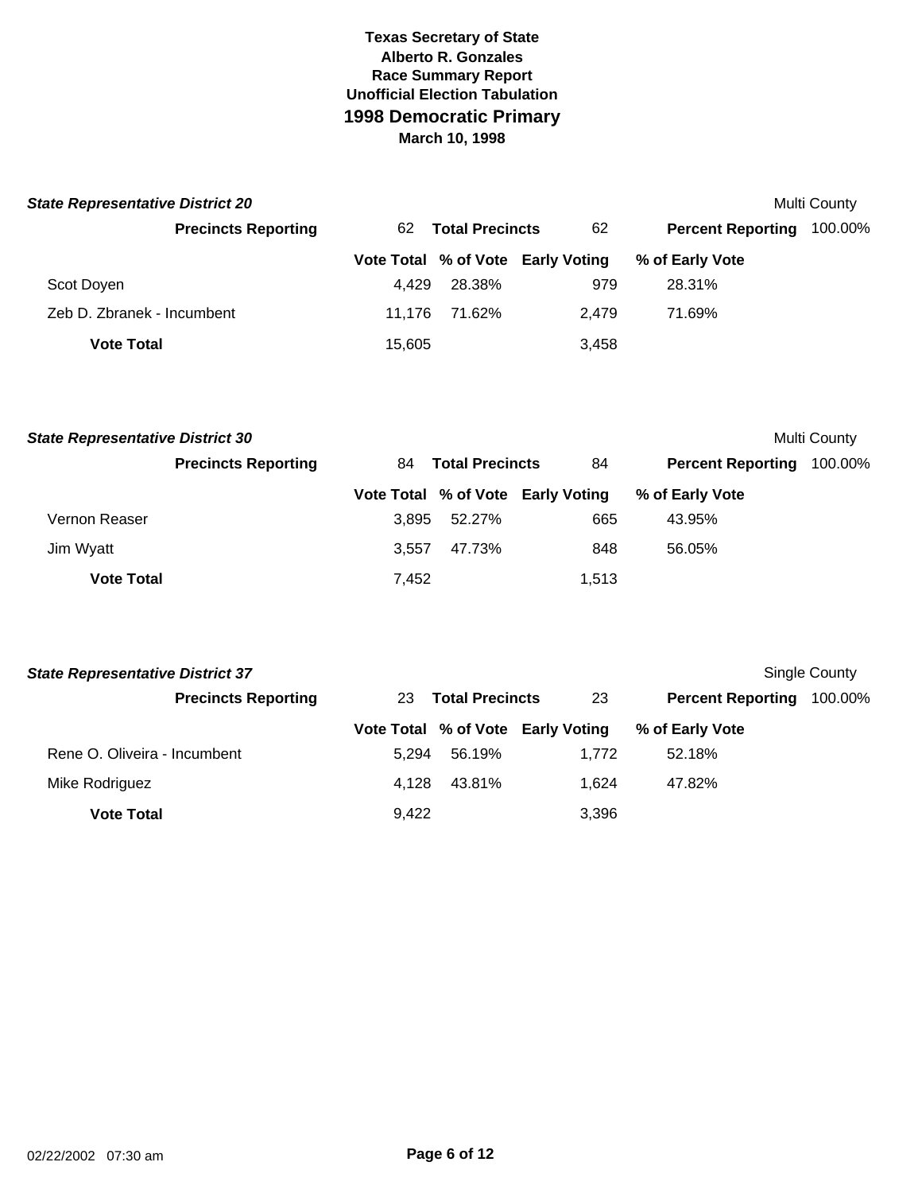**Texas Secretary of State**
**Alberto R. Gonzales**
**Race Summary Report**
**Unofficial Election Tabulation**
## 1998 Democratic Primary
**March 10, 1998**

### *State Representative District 20*

Multi County

**Precincts Reporting** 62 **Total Precincts** 62 **Percent Reporting** 100.00%

| | Vote Total | % of Vote | Early Voting | % of Early Vote |
|---|---|---|---|---|
| Scot Doyen | 4,429 | 28.38% | 979 | 28.31% |
| Zeb D. Zbranek - Incumbent | 11,176 | 71.62% | 2,479 | 71.69% |
| **Vote Total** | 15,605 | | 3,458 | |

### *State Representative District 30*

Multi County

**Precincts Reporting** 84 **Total Precincts** 84 **Percent Reporting** 100.00%

| | Vote Total | % of Vote | Early Voting | % of Early Vote |
|---|---|---|---|---|
| Vernon Reaser | 3,895 | 52.27% | 665 | 43.95% |
| Jim Wyatt | 3,557 | 47.73% | 848 | 56.05% |
| **Vote Total** | 7,452 | | 1,513 | |

### *State Representative District 37*

Single County

**Precincts Reporting** 23 **Total Precincts** 23 **Percent Reporting** 100.00%

| | Vote Total | % of Vote | Early Voting | % of Early Vote |
|---|---|---|---|---|
| Rene O. Oliveira - Incumbent | 5,294 | 56.19% | 1,772 | 52.18% |
| Mike Rodriguez | 4,128 | 43.81% | 1,624 | 47.82% |
| **Vote Total** | 9,422 | | 3,396 | |

02/22/2002 07:30 am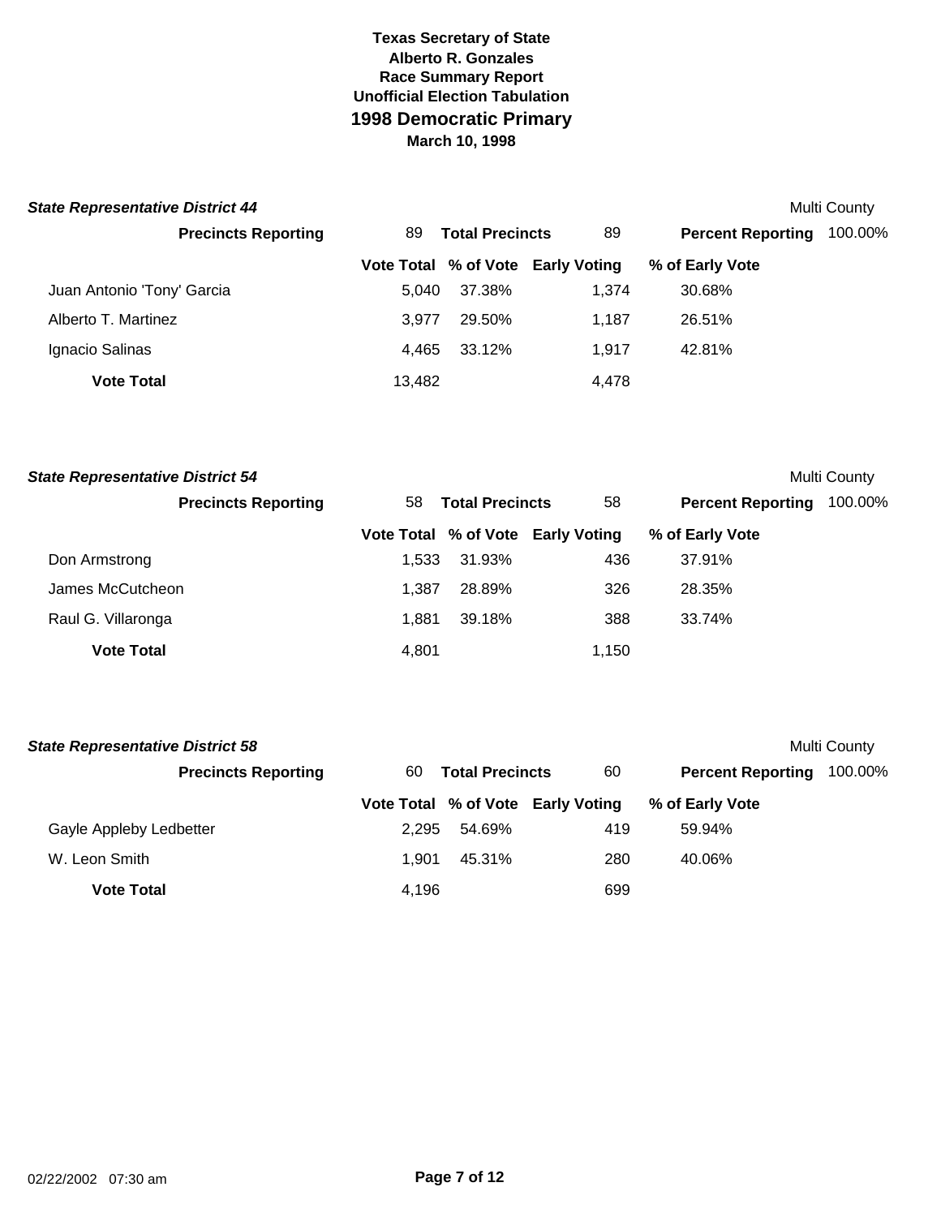**Texas Secretary of State**
**Alberto R. Gonzales**
**Race Summary Report**
**Unofficial Election Tabulation**

# 1998 Democratic Primary

**March 10, 1998**

### *State Representative District 44*

Multi County

**Precincts Reporting** 89 **Total Precincts** 89 **Percent Reporting** 100.00%

| | Vote Total | % of Vote | Early Voting | % of Early Vote |
|---|---|---|---|---|
| Juan Antonio 'Tony' Garcia | 5,040 | 37.38% | 1,374 | 30.68% |
| Alberto T. Martinez | 3,977 | 29.50% | 1,187 | 26.51% |
| Ignacio Salinas | 4,465 | 33.12% | 1,917 | 42.81% |
| **Vote Total** | 13,482 | | 4,478 | |

### *State Representative District 54*

Multi County

**Precincts Reporting** 58 **Total Precincts** 58 **Percent Reporting** 100.00%

| | Vote Total | % of Vote | Early Voting | % of Early Vote |
|---|---|---|---|---|
| Don Armstrong | 1,533 | 31.93% | 436 | 37.91% |
| James McCutcheon | 1,387 | 28.89% | 326 | 28.35% |
| Raul G. Villaronga | 1,881 | 39.18% | 388 | 33.74% |
| **Vote Total** | 4,801 | | 1,150 | |

### *State Representative District 58*

Multi County

**Precincts Reporting** 60 **Total Precincts** 60 **Percent Reporting** 100.00%

| | Vote Total | % of Vote | Early Voting | % of Early Vote |
|---|---|---|---|---|
| Gayle Appleby Ledbetter | 2,295 | 54.69% | 419 | 59.94% |
| W. Leon Smith | 1,901 | 45.31% | 280 | 40.06% |
| **Vote Total** | 4,196 | | 699 | |

02/22/2002 07:30 am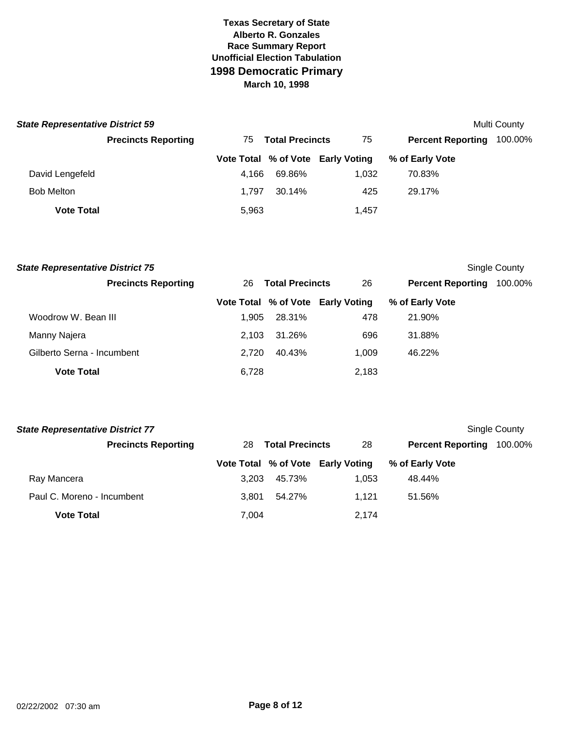# Texas Secretary of State

**Alberto R. Gonzales**

**Race Summary Report**

**Unofficial Election Tabulation**

## 1998 Democratic Primary

**March 10, 1998**

### *State Representative District 59*

Multi County

**Precincts Reporting** 75 **Total Precincts** 75 **Percent Reporting** 100.00%

| | Vote Total | % of Vote | Early Voting | % of Early Vote |
|---|---|---|---|---|
| David Lengefeld | 4,166 | 69.86% | 1,032 | 70.83% |
| Bob Melton | 1,797 | 30.14% | 425 | 29.17% |
| **Vote Total** | 5,963 | | 1,457 | |

### *State Representative District 75*

Single County

**Precincts Reporting** 26 **Total Precincts** 26 **Percent Reporting** 100.00%

| | Vote Total | % of Vote | Early Voting | % of Early Vote |
|---|---|---|---|---|
| Woodrow W. Bean III | 1,905 | 28.31% | 478 | 21.90% |
| Manny Najera | 2,103 | 31.26% | 696 | 31.88% |
| Gilberto Serna - Incumbent | 2,720 | 40.43% | 1,009 | 46.22% |
| **Vote Total** | 6,728 | | 2,183 | |

### *State Representative District 77*

Single County

**Precincts Reporting** 28 **Total Precincts** 28 **Percent Reporting** 100.00%

| | Vote Total | % of Vote | Early Voting | % of Early Vote |
|---|---|---|---|---|
| Ray Mancera | 3,203 | 45.73% | 1,053 | 48.44% |
| Paul C. Moreno - Incumbent | 3,801 | 54.27% | 1,121 | 51.56% |
| **Vote Total** | 7,004 | | 2,174 | |

02/22/2002 07:30 am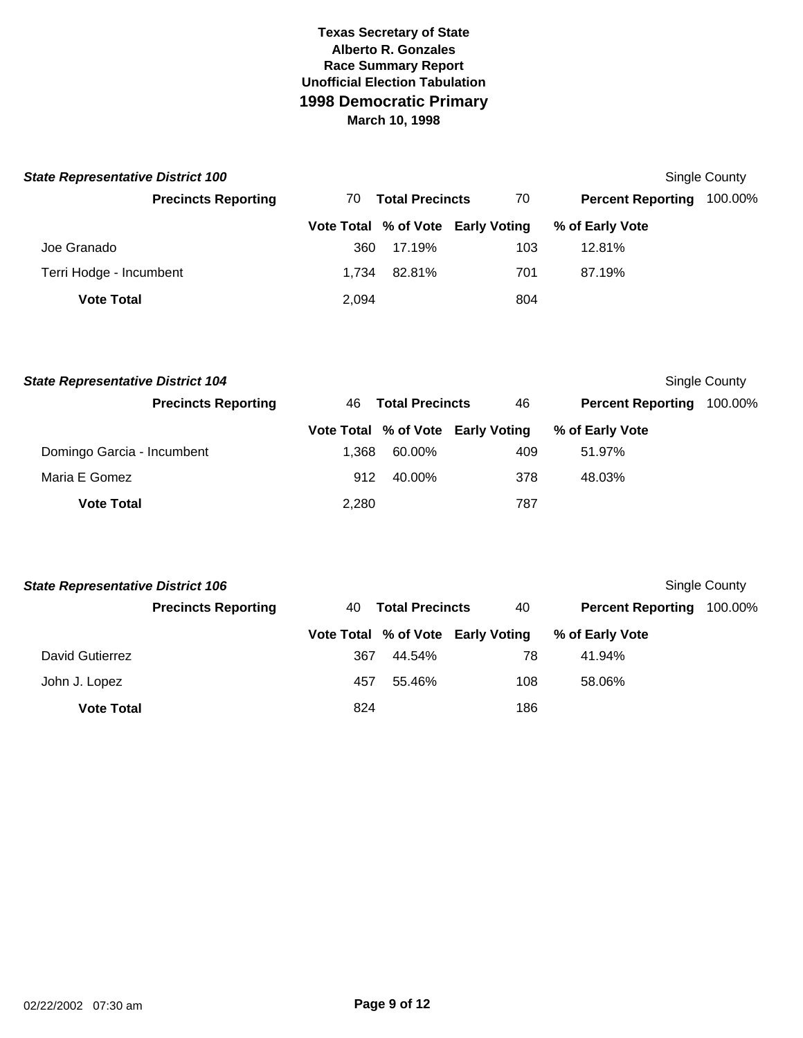**Texas Secretary of State**
**Alberto R. Gonzales**
**Race Summary Report**
**Unofficial Election Tabulation**
## 1998 Democratic Primary
**March 10, 1998**

### *State Representative District 100*

Single County

**Precincts Reporting** 70 **Total Precincts** 70 **Percent Reporting** 100.00%

| | Vote Total | % of Vote | Early Voting | % of Early Vote |
|---|---|---|---|---|
| Joe Granado | 360 | 17.19% | 103 | 12.81% |
| Terri Hodge - Incumbent | 1,734 | 82.81% | 701 | 87.19% |
| **Vote Total** | 2,094 | | 804 | |

### *State Representative District 104*

Single County

**Precincts Reporting** 46 **Total Precincts** 46 **Percent Reporting** 100.00%

| | Vote Total | % of Vote | Early Voting | % of Early Vote |
|---|---|---|---|---|
| Domingo Garcia - Incumbent | 1,368 | 60.00% | 409 | 51.97% |
| Maria E Gomez | 912 | 40.00% | 378 | 48.03% |
| **Vote Total** | 2,280 | | 787 | |

### *State Representative District 106*

Single County

**Precincts Reporting** 40 **Total Precincts** 40 **Percent Reporting** 100.00%

| | Vote Total | % of Vote | Early Voting | % of Early Vote |
|---|---|---|---|---|
| David Gutierrez | 367 | 44.54% | 78 | 41.94% |
| John J. Lopez | 457 | 55.46% | 108 | 58.06% |
| **Vote Total** | 824 | | 186 | |

02/22/2002 07:30 am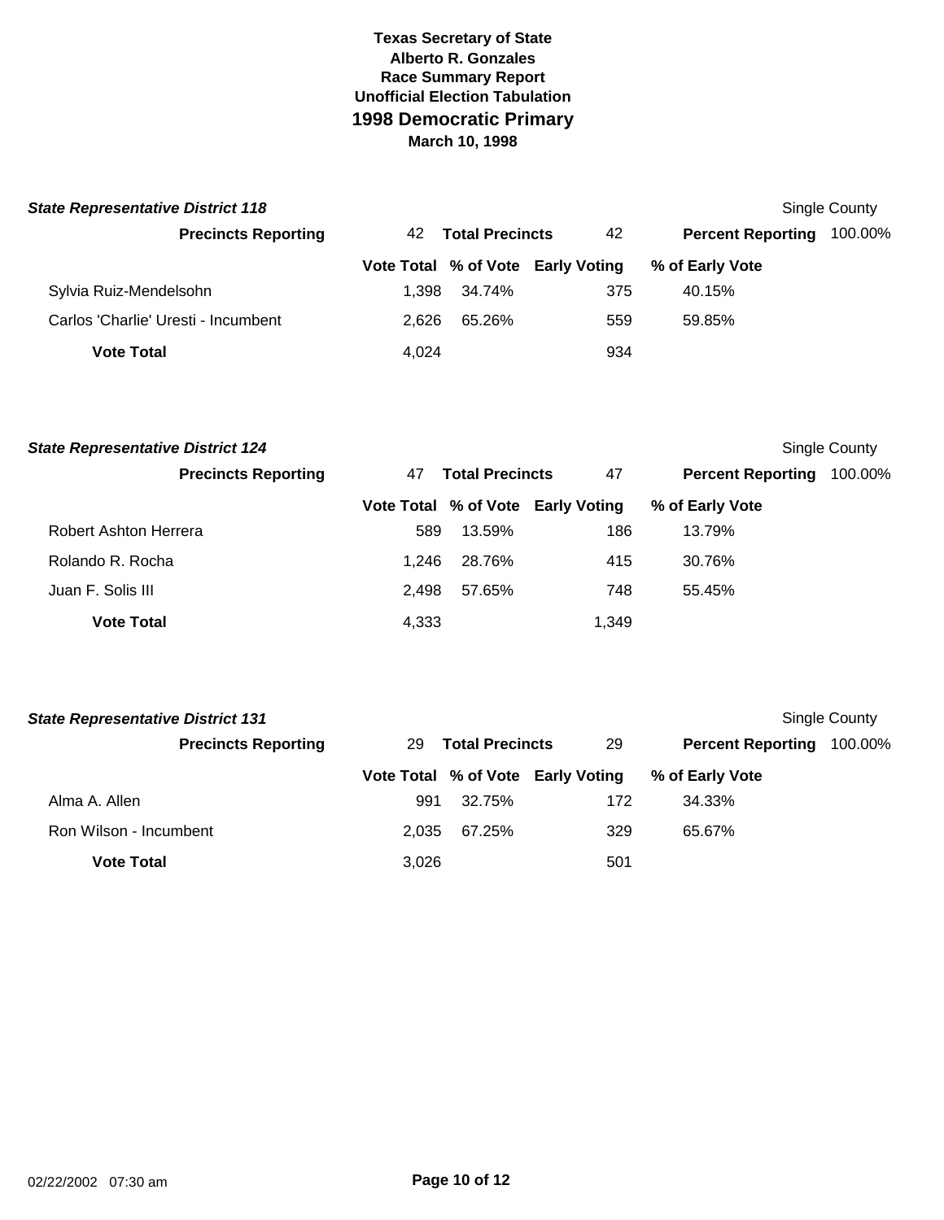# Texas Secretary of State

**Alberto R. Gonzales**

**Race Summary Report**

**Unofficial Election Tabulation**

## 1998 Democratic Primary

**March 10, 1998**

### *State Representative District 118*

Single County

**Precincts Reporting** 42 **Total Precincts** 42 **Percent Reporting** 100.00%

| | Vote Total | % of Vote | Early Voting | % of Early Vote |
|---|---|---|---|---|
| Sylvia Ruiz-Mendelsohn | 1,398 | 34.74% | 375 | 40.15% |
| Carlos 'Charlie' Uresti - Incumbent | 2,626 | 65.26% | 559 | 59.85% |
| **Vote Total** | 4,024 | | 934 | |

### *State Representative District 124*

Single County

**Precincts Reporting** 47 **Total Precincts** 47 **Percent Reporting** 100.00%

| | Vote Total | % of Vote | Early Voting | % of Early Vote |
|---|---|---|---|---|
| Robert Ashton Herrera | 589 | 13.59% | 186 | 13.79% |
| Rolando R. Rocha | 1,246 | 28.76% | 415 | 30.76% |
| Juan F. Solis III | 2,498 | 57.65% | 748 | 55.45% |
| **Vote Total** | 4,333 | | 1,349 | |

### *State Representative District 131*

Single County

**Precincts Reporting** 29 **Total Precincts** 29 **Percent Reporting** 100.00%

| | Vote Total | % of Vote | Early Voting | % of Early Vote |
|---|---|---|---|---|
| Alma A. Allen | 991 | 32.75% | 172 | 34.33% |
| Ron Wilson - Incumbent | 2,035 | 67.25% | 329 | 65.67% |
| **Vote Total** | 3,026 | | 501 | |

02/22/2002 07:30 am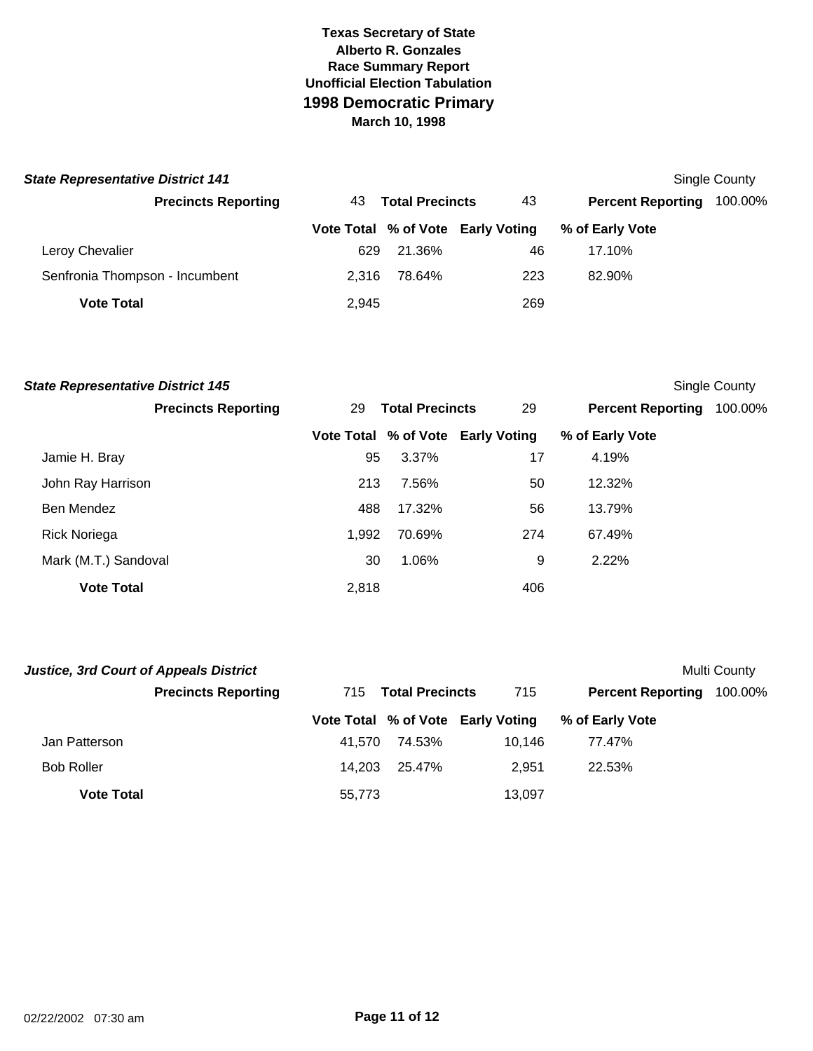**Texas Secretary of State**
**Alberto R. Gonzales**
**Race Summary Report**
**Unofficial Election Tabulation**

# 1998 Democratic Primary

**March 10, 1998**

### *State Representative District 141*

Single County

**Precincts Reporting** 43 **Total Precincts** 43 **Percent Reporting** 100.00%

| | Vote Total | % of Vote | Early Voting | % of Early Vote |
|---|---|---|---|---|
| Leroy Chevalier | 629 | 21.36% | 46 | 17.10% |
| Senfronia Thompson - Incumbent | 2,316 | 78.64% | 223 | 82.90% |
| **Vote Total** | 2,945 | | 269 | |

### *State Representative District 145*

Single County

**Precincts Reporting** 29 **Total Precincts** 29 **Percent Reporting** 100.00%

| | Vote Total | % of Vote | Early Voting | % of Early Vote |
|---|---|---|---|---|
| Jamie H. Bray | 95 | 3.37% | 17 | 4.19% |
| John Ray Harrison | 213 | 7.56% | 50 | 12.32% |
| Ben Mendez | 488 | 17.32% | 56 | 13.79% |
| Rick Noriega | 1,992 | 70.69% | 274 | 67.49% |
| Mark (M.T.) Sandoval | 30 | 1.06% | 9 | 2.22% |
| **Vote Total** | 2,818 | | 406 | |

### *Justice, 3rd Court of Appeals District*

Multi County

**Precincts Reporting** 715 **Total Precincts** 715 **Percent Reporting** 100.00%

| | Vote Total | % of Vote | Early Voting | % of Early Vote |
|---|---|---|---|---|
| Jan Patterson | 41,570 | 74.53% | 10,146 | 77.47% |
| Bob Roller | 14,203 | 25.47% | 2,951 | 22.53% |
| **Vote Total** | 55,773 | | 13,097 | |

02/22/2002 07:30 am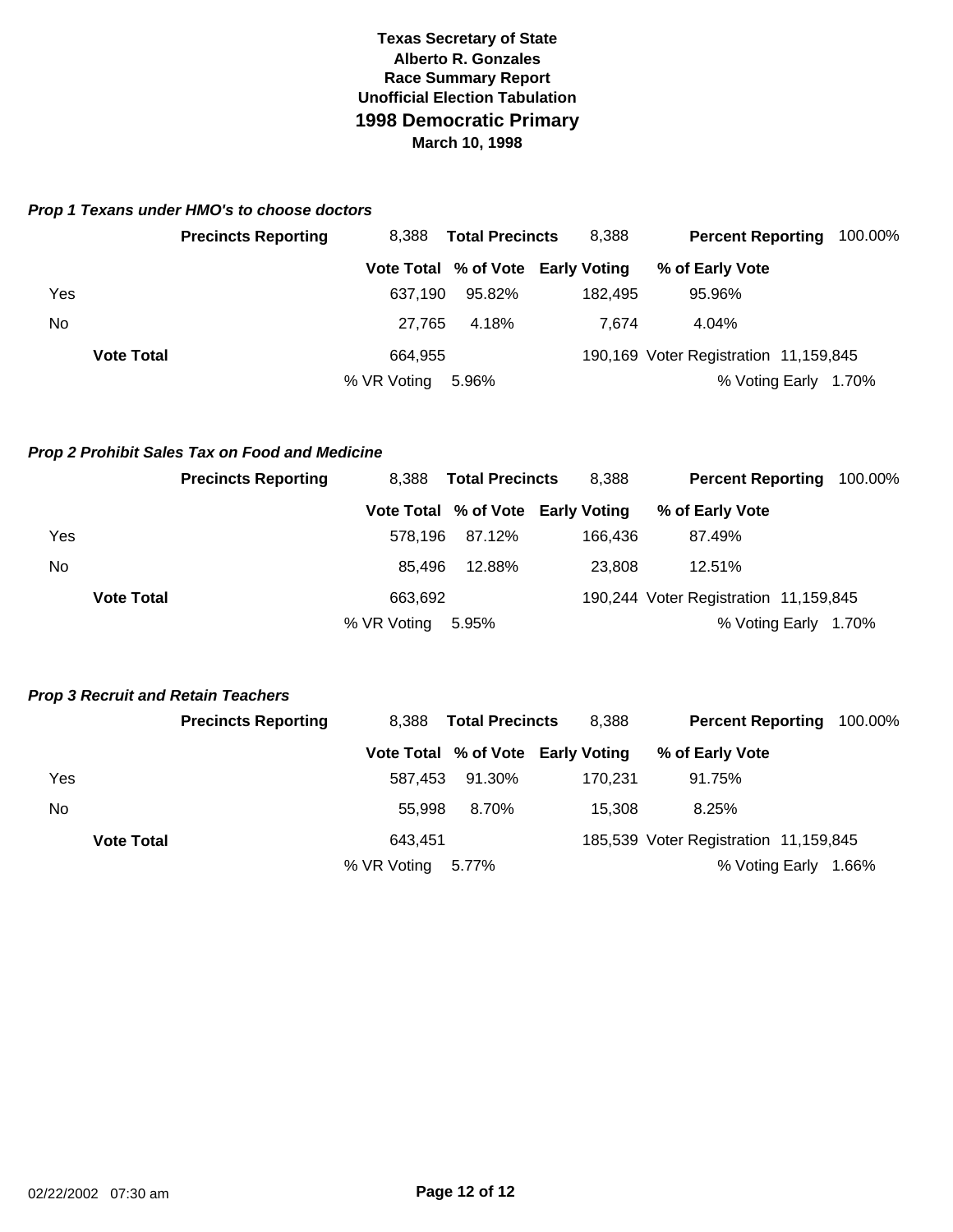**Texas Secretary of State**
**Alberto R. Gonzales**
**Race Summary Report**
**Unofficial Election Tabulation**

# 1998 Democratic Primary

**March 10, 1998**

***Prop 1 Texans under HMO's to choose doctors***

| | | | | | | | |
|---|---|---|---|---|---|---|---|
| | **Precincts Reporting** | 8,388 | **Total Precincts** | 8,388 | **Percent Reporting** | 100.00% | |
| | | **Vote Total** | **% of Vote** | **Early Voting** | **% of Early Vote** | | |
| Yes | | 637,190 | 95.82% | 182,495 | 95.96% | | |
| No | | 27,765 | 4.18% | 7,674 | 4.04% | | |
| | **Vote Total** | 664,955 | | 190,169 | Voter Registration | 11,159,845 | |
| | | % VR Voting | 5.96% | | % Voting Early | 1.70% | |

***Prop 2 Prohibit Sales Tax on Food and Medicine***

| | | | | | | | |
|---|---|---|---|---|---|---|---|
| | **Precincts Reporting** | 8,388 | **Total Precincts** | 8,388 | **Percent Reporting** | 100.00% | |
| | | **Vote Total** | **% of Vote** | **Early Voting** | **% of Early Vote** | | |
| Yes | | 578,196 | 87.12% | 166,436 | 87.49% | | |
| No | | 85,496 | 12.88% | 23,808 | 12.51% | | |
| | **Vote Total** | 663,692 | | 190,244 | Voter Registration | 11,159,845 | |
| | | % VR Voting | 5.95% | | % Voting Early | 1.70% | |

***Prop 3 Recruit and Retain Teachers***

| | | | | | | | |
|---|---|---|---|---|---|---|---|
| | **Precincts Reporting** | 8,388 | **Total Precincts** | 8,388 | **Percent Reporting** | 100.00% | |
| | | **Vote Total** | **% of Vote** | **Early Voting** | **% of Early Vote** | | |
| Yes | | 587,453 | 91.30% | 170,231 | 91.75% | | |
| No | | 55,998 | 8.70% | 15,308 | 8.25% | | |
| | **Vote Total** | 643,451 | | 185,539 | Voter Registration | 11,159,845 | |
| | | % VR Voting | 5.77% | | % Voting Early | 1.66% | |

02/22/2002 07:30 am